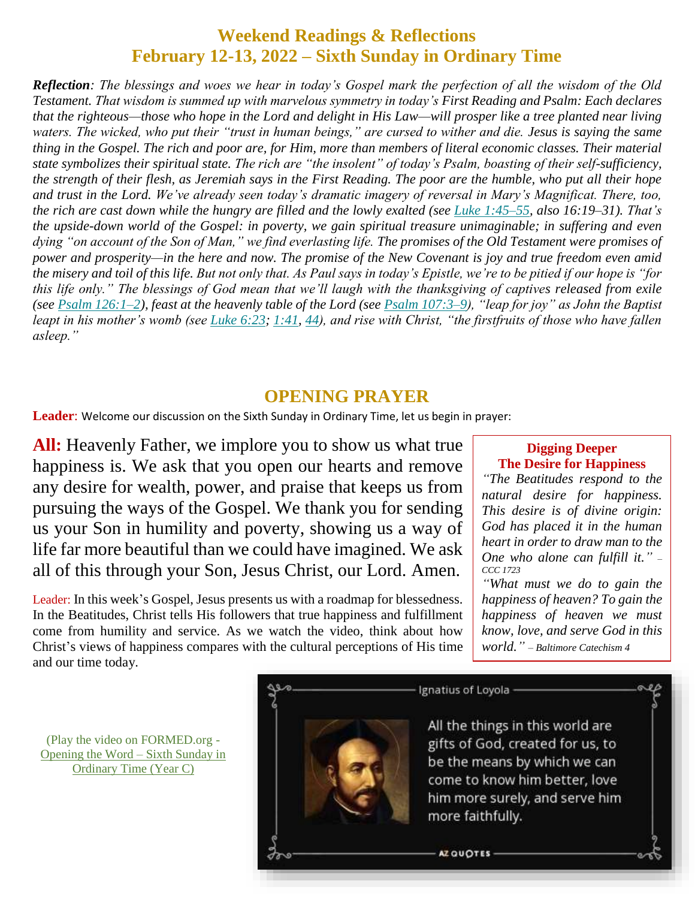# Weekend Readings & Reflections
## February 12-13, 2022 – Sixth Sunday in Ordinary Time

***Reflection**: The blessings and woes we hear in today's Gospel mark the perfection of all the wisdom of the Old Testament. That wisdom is summed up with marvelous symmetry in today's First Reading and Psalm: Each declares that the righteous—those who hope in the Lord and delight in His Law—will prosper like a tree planted near living waters. The wicked, who put their "trust in human beings," are cursed to wither and die. Jesus is saying the same thing in the Gospel. The rich and poor are, for Him, more than members of literal economic classes. Their material state symbolizes their spiritual state. The rich are "the insolent" of today's Psalm, boasting of their self-sufficiency, the strength of their flesh, as Jeremiah says in the First Reading. The poor are the humble, who put all their hope and trust in the Lord. We've already seen today's dramatic imagery of reversal in Mary's Magnificat. There, too, the rich are cast down while the hungry are filled and the lowly exalted (see Luke 1:45–55, also 16:19–31). That's the upside-down world of the Gospel: in poverty, we gain spiritual treasure unimaginable; in suffering and even dying "on account of the Son of Man," we find everlasting life. The promises of the Old Testament were promises of power and prosperity—in the here and now. The promise of the New Covenant is joy and true freedom even amid the misery and toil of this life. But not only that. As Paul says in today's Epistle, we're to be pitied if our hope is "for this life only." The blessings of God mean that we'll laugh with the thanksgiving of captives released from exile (see Psalm 126:1–2), feast at the heavenly table of the Lord (see Psalm 107:3–9), "leap for joy" as John the Baptist leapt in his mother's womb (see Luke 6:23; 1:41, 44), and rise with Christ, "the firstfruits of those who have fallen asleep."*

## OPENING PRAYER

**Leader**: Welcome our discussion on the Sixth Sunday in Ordinary Time, let us begin in prayer:

**All:** Heavenly Father, we implore you to show us what true happiness is. We ask that you open our hearts and remove any desire for wealth, power, and praise that keeps us from pursuing the ways of the Gospel. We thank you for sending us your Son in humility and poverty, showing us a way of life far more beautiful than we could have imagined. We ask all of this through your Son, Jesus Christ, our Lord. Amen.

Leader: In this week's Gospel, Jesus presents us with a roadmap for blessedness. In the Beatitudes, Christ tells His followers that true happiness and fulfillment come from humility and service. As we watch the video, think about how Christ's views of happiness compares with the cultural perceptions of His time and our time today.

> **Digging Deeper**
> **The Desire for Happiness**
> *"The Beatitudes respond to the natural desire for happiness. This desire is of divine origin: God has placed it in the human heart in order to draw man to the One who alone can fulfill it." – CCC 1723*
> *"What must we do to gain the happiness of heaven? To gain the happiness of heaven we must know, love, and serve God in this world." – Baltimore Catechism 4*

(Play the video on FORMED.org - Opening the Word – Sixth Sunday in Ordinary Time (Year C))

Ignatius of Loyola

All the things in this world are gifts of God, created for us, to be the means by which we can come to know him better, love him more surely, and serve him more faithfully.

AZ QUOTES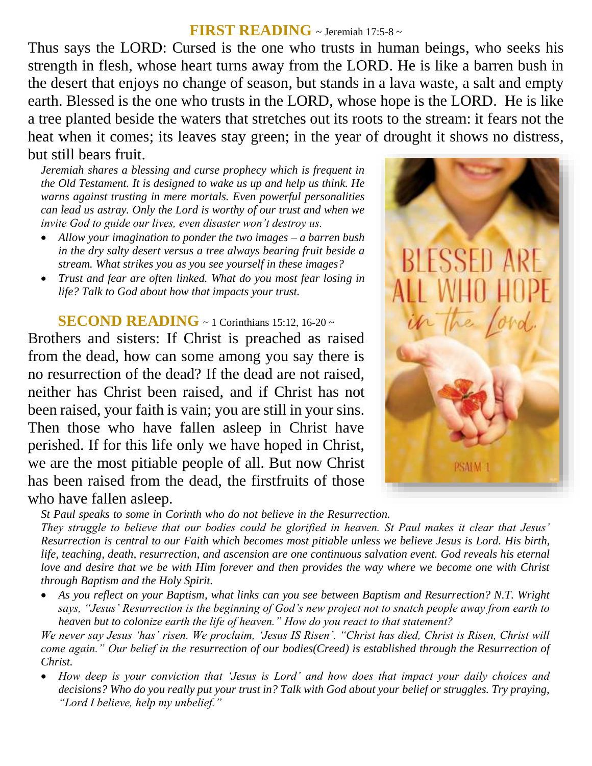## FIRST READING ~ Jeremiah 17:5-8 ~

Thus says the LORD: Cursed is the one who trusts in human beings, who seeks his strength in flesh, whose heart turns away from the LORD. He is like a barren bush in the desert that enjoys no change of season, but stands in a lava waste, a salt and empty earth. Blessed is the one who trusts in the LORD, whose hope is the LORD. He is like a tree planted beside the waters that stretches out its roots to the stream: it fears not the heat when it comes; its leaves stay green; in the year of drought it shows no distress, but still bears fruit.

*Jeremiah shares a blessing and curse prophecy which is frequent in the Old Testament. It is designed to wake us up and help us think. He warns against trusting in mere mortals. Even powerful personalities can lead us astray. Only the Lord is worthy of our trust and when we invite God to guide our lives, even disaster won't destroy us.*

- *Allow your imagination to ponder the two images – a barren bush in the dry salty desert versus a tree always bearing fruit beside a stream. What strikes you as you see yourself in these images?*
- *Trust and fear are often linked. What do you most fear losing in life? Talk to God about how that impacts your trust.*

BLESSED ARE ALL WHO HOPE *in the Lord.*

PSALM 1

## SECOND READING ~ 1 Corinthians 15:12, 16-20 ~

Brothers and sisters: If Christ is preached as raised from the dead, how can some among you say there is no resurrection of the dead? If the dead are not raised, neither has Christ been raised, and if Christ has not been raised, your faith is vain; you are still in your sins. Then those who have fallen asleep in Christ have perished. If for this life only we have hoped in Christ, we are the most pitiable people of all. But now Christ has been raised from the dead, the firstfruits of those who have fallen asleep.

*St Paul speaks to some in Corinth who do not believe in the Resurrection.*
*They struggle to believe that our bodies could be glorified in heaven. St Paul makes it clear that Jesus' Resurrection is central to our Faith which becomes most pitiable unless we believe Jesus is Lord. His birth, life, teaching, death, resurrection, and ascension are one continuous salvation event. God reveals his eternal love and desire that we be with Him forever and then provides the way where we become one with Christ through Baptism and the Holy Spirit.*

- *As you reflect on your Baptism, what links can you see between Baptism and Resurrection? N.T. Wright says, "Jesus' Resurrection is the beginning of God's new project not to snatch people away from earth to heaven but to colonize earth the life of heaven." How do you react to that statement?*

*We never say Jesus 'has' risen. We proclaim, 'Jesus IS Risen'. "Christ has died, Christ is Risen, Christ will come again." Our belief in the resurrection of our bodies(Creed) is established through the Resurrection of Christ.*

- *How deep is your conviction that 'Jesus is Lord' and how does that impact your daily choices and decisions? Who do you really put your trust in? Talk with God about your belief or struggles. Try praying, "Lord I believe, help my unbelief."*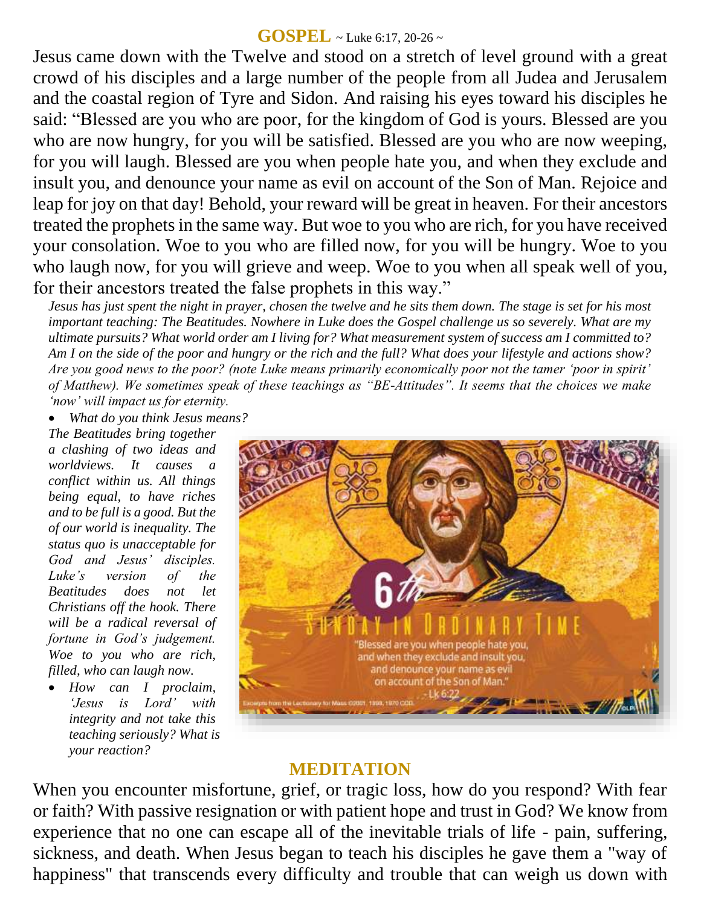## GOSPEL ~ Luke 6:17, 20-26 ~

Jesus came down with the Twelve and stood on a stretch of level ground with a great crowd of his disciples and a large number of the people from all Judea and Jerusalem and the coastal region of Tyre and Sidon. And raising his eyes toward his disciples he said: "Blessed are you who are poor, for the kingdom of God is yours. Blessed are you who are now hungry, for you will be satisfied. Blessed are you who are now weeping, for you will laugh. Blessed are you when people hate you, and when they exclude and insult you, and denounce your name as evil on account of the Son of Man. Rejoice and leap for joy on that day! Behold, your reward will be great in heaven. For their ancestors treated the prophets in the same way. But woe to you who are rich, for you have received your consolation. Woe to you who are filled now, for you will be hungry. Woe to you who laugh now, for you will grieve and weep. Woe to you when all speak well of you, for their ancestors treated the false prophets in this way."

*Jesus has just spent the night in prayer, chosen the twelve and he sits them down. The stage is set for his most important teaching: The Beatitudes. Nowhere in Luke does the Gospel challenge us so severely. What are my ultimate pursuits? What world order am I living for? What measurement system of success am I committed to? Am I on the side of the poor and hungry or the rich and the full? What does your lifestyle and actions show? Are you good news to the poor? (note Luke means primarily economically poor not the tamer 'poor in spirit' of Matthew). We sometimes speak of these teachings as "BE-Attitudes". It seems that the choices we make 'now' will impact us for eternity.*

- *What do you think Jesus means?*

*The Beatitudes bring together a clashing of two ideas and worldviews. It causes a conflict within us. All things being equal, to have riches and to be full is a good. But the of our world is inequality. The status quo is unacceptable for God and Jesus' disciples. Luke's version of the Beatitudes does not let Christians off the hook. There will be a radical reversal of fortune in God's judgement. Woe to you who are rich, filled, who can laugh now.*

- *How can I proclaim, 'Jesus is Lord' with integrity and not take this teaching seriously? What is your reaction?*

## MEDITATION

When you encounter misfortune, grief, or tragic loss, how do you respond? With fear or faith? With passive resignation or with patient hope and trust in God? We know from experience that no one can escape all of the inevitable trials of life - pain, suffering, sickness, and death. When Jesus began to teach his disciples he gave them a "way of happiness" that transcends every difficulty and trouble that can weigh us down with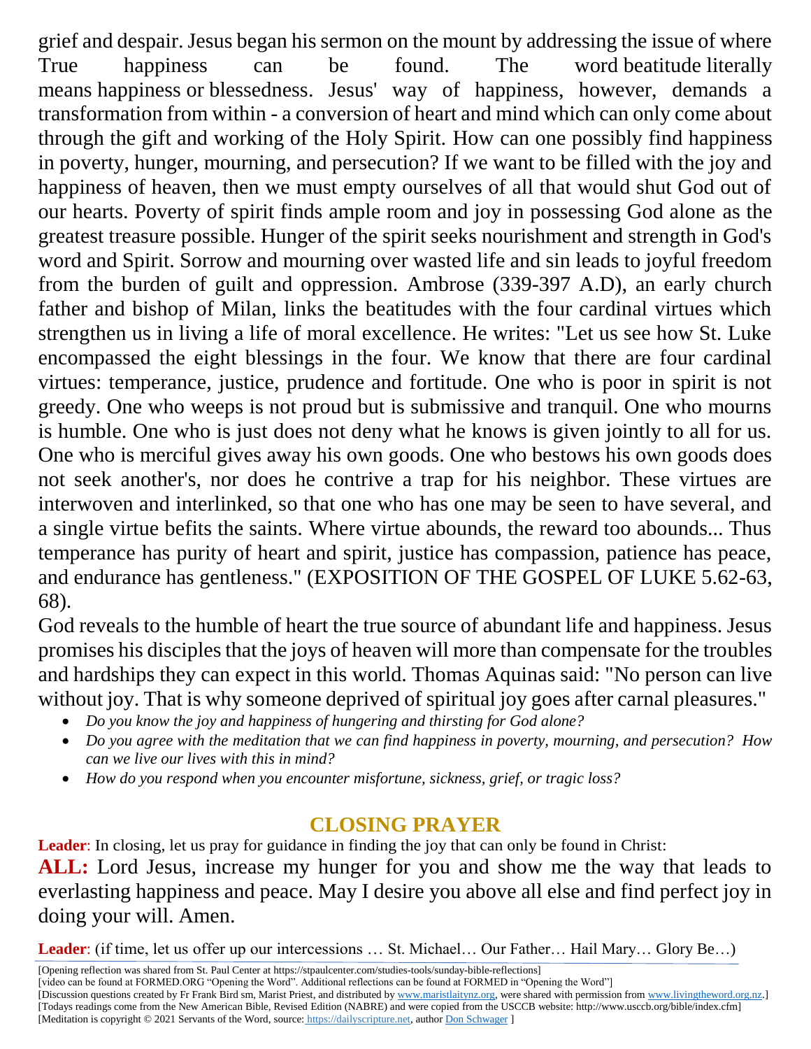grief and despair. Jesus began his sermon on the mount by addressing the issue of where True happiness can be found. The word beatitude literally means happiness or blessedness. Jesus' way of happiness, however, demands a transformation from within - a conversion of heart and mind which can only come about through the gift and working of the Holy Spirit. How can one possibly find happiness in poverty, hunger, mourning, and persecution? If we want to be filled with the joy and happiness of heaven, then we must empty ourselves of all that would shut God out of our hearts. Poverty of spirit finds ample room and joy in possessing God alone as the greatest treasure possible. Hunger of the spirit seeks nourishment and strength in God's word and Spirit. Sorrow and mourning over wasted life and sin leads to joyful freedom from the burden of guilt and oppression. Ambrose (339-397 A.D), an early church father and bishop of Milan, links the beatitudes with the four cardinal virtues which strengthen us in living a life of moral excellence. He writes: "Let us see how St. Luke encompassed the eight blessings in the four. We know that there are four cardinal virtues: temperance, justice, prudence and fortitude. One who is poor in spirit is not greedy. One who weeps is not proud but is submissive and tranquil. One who mourns is humble. One who is just does not deny what he knows is given jointly to all for us. One who is merciful gives away his own goods. One who bestows his own goods does not seek another's, nor does he contrive a trap for his neighbor. These virtues are interwoven and interlinked, so that one who has one may be seen to have several, and a single virtue befits the saints. Where virtue abounds, the reward too abounds... Thus temperance has purity of heart and spirit, justice has compassion, patience has peace, and endurance has gentleness." (EXPOSITION OF THE GOSPEL OF LUKE 5.62-63, 68).

God reveals to the humble of heart the true source of abundant life and happiness. Jesus promises his disciples that the joys of heaven will more than compensate for the troubles and hardships they can expect in this world. Thomas Aquinas said: "No person can live without joy. That is why someone deprived of spiritual joy goes after carnal pleasures."

- *Do you know the joy and happiness of hungering and thirsting for God alone?*
- *Do you agree with the meditation that we can find happiness in poverty, mourning, and persecution? How can we live our lives with this in mind?*
- *How do you respond when you encounter misfortune, sickness, grief, or tragic loss?*

## CLOSING PRAYER

**Leader**: In closing, let us pray for guidance in finding the joy that can only be found in Christ:

**ALL:** Lord Jesus, increase my hunger for you and show me the way that leads to everlasting happiness and peace. May I desire you above all else and find perfect joy in doing your will. Amen.

**Leader**: (if time, let us offer up our intercessions … St. Michael… Our Father… Hail Mary… Glory Be…)

[Opening reflection was shared from St. Paul Center at https://stpaulcenter.com/studies-tools/sunday-bible-reflections]
[video can be found at FORMED.ORG "Opening the Word". Additional reflections can be found at FORMED in "Opening the Word"]
[Discussion questions created by Fr Frank Bird sm, Marist Priest, and distributed by www.maristlaitynz.org, were shared with permission from www.livingtheword.org.nz.]
[Todays readings come from the New American Bible, Revised Edition (NABRE) and were copied from the USCCB website: http://www.usccb.org/bible/index.cfm]
[Meditation is copyright © 2021 Servants of the Word, source: https://dailyscripture.net, author Don Schwager ]